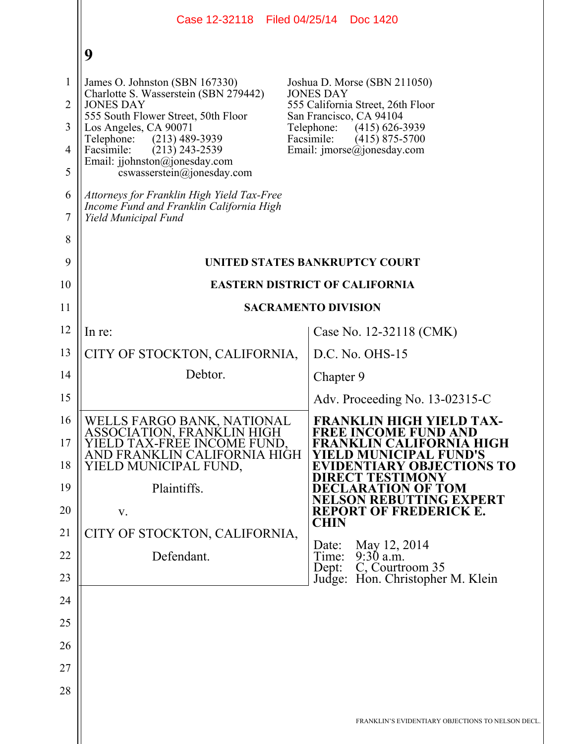Case 12-32118 Filed 04/25/14 Doc 1420

James O. Johnston (SBN 167330)
Charlotte S. Wasserstein (SBN 279442)
JONES DAY
555 South Flower Street, 50th Floor
Los Angeles, CA 90071
Telephone: (213) 489-3939
Facsimile: (213) 243-2539
Email: jjohnston@jonesday.com
cswasserstein@jonesday.com

Joshua D. Morse (SBN 211050)
JONES DAY
555 California Street, 26th Floor
San Francisco, CA 94104
Telephone: (415) 626-3939
Facsimile: (415) 875-5700
Email: jmorse@jonesday.com

*Attorneys for Franklin High Yield Tax-Free Income Fund and Franklin California High Yield Municipal Fund*

**UNITED STATES BANKRUPTCY COURT**

**EASTERN DISTRICT OF CALIFORNIA**

**SACRAMENTO DIVISION**

| | |
|---|---|
| In re:<br><br>CITY OF STOCKTON, CALIFORNIA,<br><br>Debtor. | Case No. 12-32118 (CMK)<br><br>D.C. No. OHS-15<br><br>Chapter 9<br><br>Adv. Proceeding No. 13-02315-C |
| WELLS FARGO BANK, NATIONAL ASSOCIATION, FRANKLIN HIGH YIELD TAX-FREE INCOME FUND, AND FRANKLIN CALIFORNIA HIGH YIELD MUNICIPAL FUND,<br><br>Plaintiffs.<br><br>v.<br><br>CITY OF STOCKTON, CALIFORNIA,<br><br>Defendant. | **FRANKLIN HIGH YIELD TAX-FREE INCOME FUND AND FRANKLIN CALIFORNIA HIGH YIELD MUNICIPAL FUND'S EVIDENTIARY OBJECTIONS TO DIRECT TESTIMONY DECLARATION OF TOM NELSON REBUTTING EXPERT REPORT OF FREDERICK E. CHIN**<br><br>Date: May 12, 2014<br>Time: 9:30 a.m.<br>Dept: C, Courtroom 35<br>Judge: Hon. Christopher M. Klein |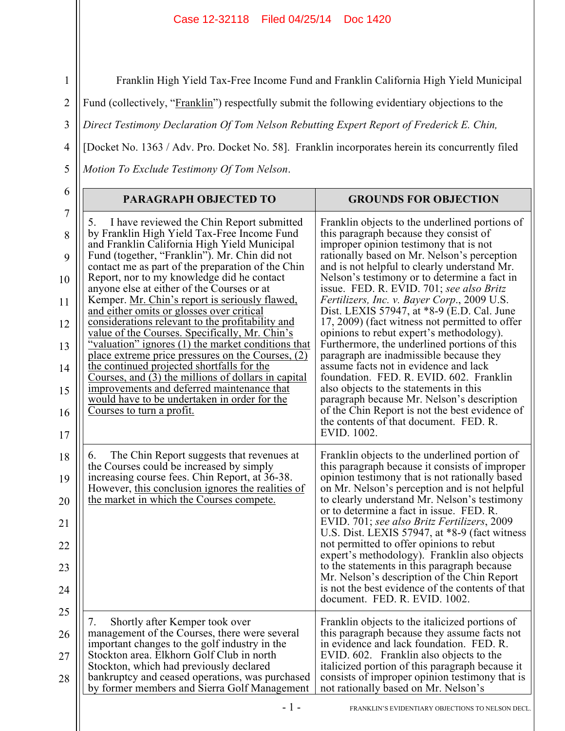Franklin High Yield Tax-Free Income Fund and Franklin California High Yield Municipal Fund (collectively, "Franklin") respectfully submit the following evidentiary objections to the *Direct Testimony Declaration Of Tom Nelson Rebutting Expert Report of Frederick E. Chin,* [Docket No. 1363 / Adv. Pro. Docket No. 58]. Franklin incorporates herein its concurrently filed *Motion To Exclude Testimony Of Tom Nelson*.

| PARAGRAPH OBJECTED TO | GROUNDS FOR OBJECTION |
|---|---|
| 5. I have reviewed the Chin Report submitted by Franklin High Yield Tax-Free Income Fund and Franklin California High Yield Municipal Fund (together, "Franklin"). Mr. Chin did not contact me as part of the preparation of the Chin Report, nor to my knowledge did he contact anyone else at either of the Courses or at Kemper. <u>Mr. Chin's report is seriously flawed, and either omits or glosses over critical considerations relevant to the profitability and value of the Courses. Specifically, Mr. Chin's "valuation" ignores (1) the market conditions that place extreme price pressures on the Courses, (2) the continued projected shortfalls for the Courses, and (3) the millions of dollars in capital improvements and deferred maintenance that would have to be undertaken in order for the Courses to turn a profit.</u> | Franklin objects to the underlined portions of this paragraph because they consist of improper opinion testimony that is not rationally based on Mr. Nelson's perception and is not helpful to clearly understand Mr. Nelson's testimony or to determine a fact in issue. FED. R. EVID. 701; *see also Britz Fertilizers, Inc. v. Bayer Corp*., 2009 U.S. Dist. LEXIS 57947, at *8-9 (E.D. Cal. June 17, 2009) (fact witness not permitted to offer opinions to rebut expert's methodology). Furthermore, the underlined portions of this paragraph are inadmissible because they assume facts not in evidence and lack foundation. FED. R. EVID. 602. Franklin also objects to the statements in this paragraph because Mr. Nelson's description of the Chin Report is not the best evidence of the contents of that document. FED. R. EVID. 1002. |
| 6. The Chin Report suggests that revenues at the Courses could be increased by simply increasing course fees. Chin Report, at 36-38. However, <u>this conclusion ignores the realities of the market in which the Courses compete.</u> | Franklin objects to the underlined portion of this paragraph because it consists of improper opinion testimony that is not rationally based on Mr. Nelson's perception and is not helpful to clearly understand Mr. Nelson's testimony or to determine a fact in issue. FED. R. EVID. 701; *see also Britz Fertilizers*, 2009 U.S. Dist. LEXIS 57947, at *8-9 (fact witness not permitted to offer opinions to rebut expert's methodology). Franklin also objects to the statements in this paragraph because Mr. Nelson's description of the Chin Report is not the best evidence of the contents of that document. FED. R. EVID. 1002. |
| 7. Shortly after Kemper took over management of the Courses, there were several important changes to the golf industry in the Stockton area. Elkhorn Golf Club in north Stockton, which had previously declared bankruptcy and ceased operations, was purchased by former members and Sierra Golf Management | Franklin objects to the italicized portions of this paragraph because they assume facts not in evidence and lack foundation. FED. R. EVID. 602. Franklin also objects to the italicized portion of this paragraph because it consists of improper opinion testimony that is not rationally based on Mr. Nelson's |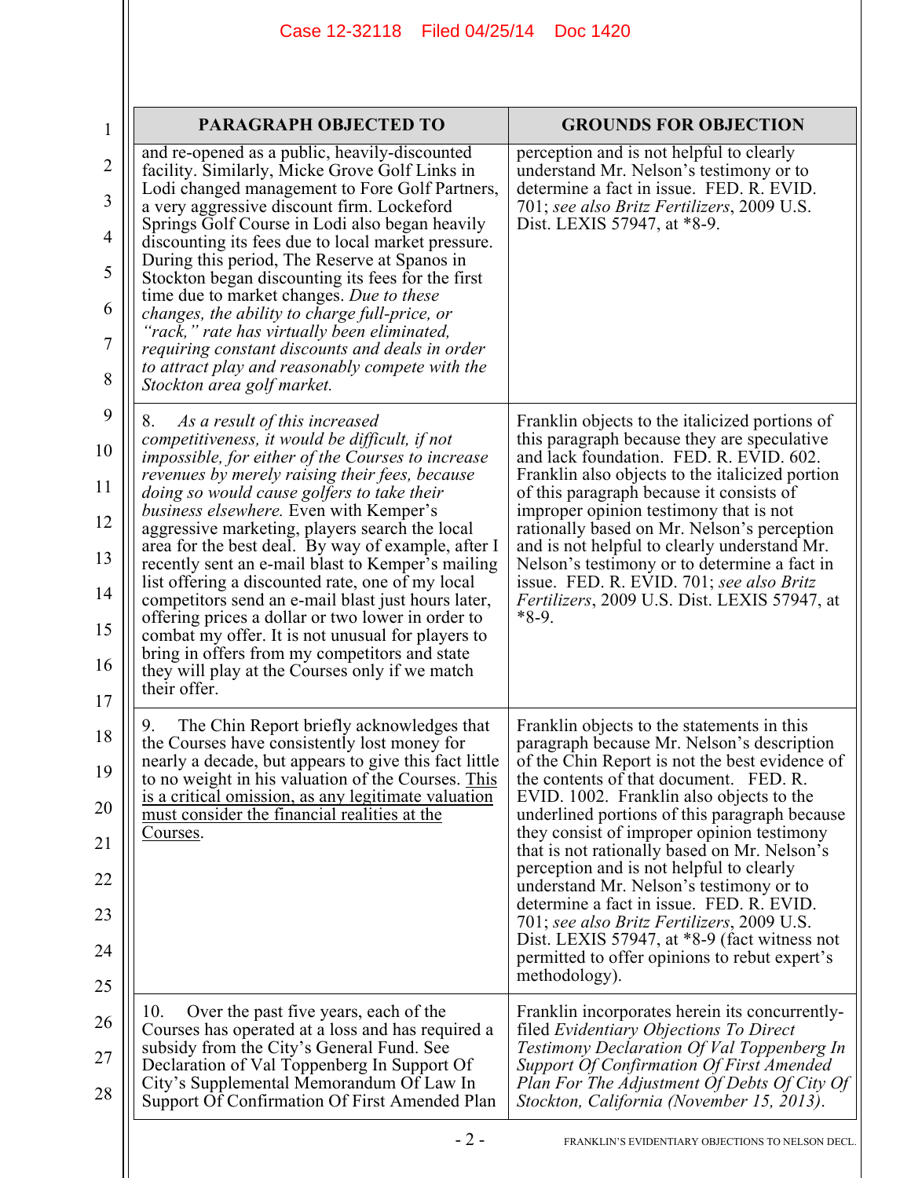| PARAGRAPH OBJECTED TO | GROUNDS FOR OBJECTION |
|---|---|
| and re-opened as a public, heavily-discounted facility. Similarly, Micke Grove Golf Links in Lodi changed management to Fore Golf Partners, a very aggressive discount firm. Lockeford Springs Golf Course in Lodi also began heavily discounting its fees due to local market pressure. During this period, The Reserve at Spanos in Stockton began discounting its fees for the first time due to market changes. *Due to these changes, the ability to charge full-price, or "rack," rate has virtually been eliminated, requiring constant discounts and deals in order to attract play and reasonably compete with the Stockton area golf market.* | perception and is not helpful to clearly understand Mr. Nelson's testimony or to determine a fact in issue. FED. R. EVID. 701; *see also Britz Fertilizers*, 2009 U.S. Dist. LEXIS 57947, at *8-9. |
| 8. *As a result of this increased competitiveness, it would be difficult, if not impossible, for either of the Courses to increase revenues by merely raising their fees, because doing so would cause golfers to take their business elsewhere.* Even with Kemper's aggressive marketing, players search the local area for the best deal. By way of example, after I recently sent an e-mail blast to Kemper's mailing list offering a discounted rate, one of my local competitors send an e-mail blast just hours later, offering prices a dollar or two lower in order to combat my offer. It is not unusual for players to bring in offers from my competitors and state they will play at the Courses only if we match their offer. | Franklin objects to the italicized portions of this paragraph because they are speculative and lack foundation. FED. R. EVID. 602. Franklin also objects to the italicized portion of this paragraph because it consists of improper opinion testimony that is not rationally based on Mr. Nelson's perception and is not helpful to clearly understand Mr. Nelson's testimony or to determine a fact in issue. FED. R. EVID. 701; *see also Britz Fertilizers*, 2009 U.S. Dist. LEXIS 57947, at *8-9. |
| 9. The Chin Report briefly acknowledges that the Courses have consistently lost money for nearly a decade, but appears to give this fact little to no weight in his valuation of the Courses. <u>This is a critical omission, as any legitimate valuation must consider the financial realities at the Courses</u>. | Franklin objects to the statements in this paragraph because Mr. Nelson's description of the Chin Report is not the best evidence of the contents of that document. FED. R. EVID. 1002. Franklin also objects to the underlined portions of this paragraph because they consist of improper opinion testimony that is not rationally based on Mr. Nelson's perception and is not helpful to clearly understand Mr. Nelson's testimony or to determine a fact in issue. FED. R. EVID. 701; *see also Britz Fertilizers*, 2009 U.S. Dist. LEXIS 57947, at *8-9 (fact witness not permitted to offer opinions to rebut expert's methodology). |
| 10. Over the past five years, each of the Courses has operated at a loss and has required a subsidy from the City's General Fund. See Declaration of Val Toppenberg In Support Of City's Supplemental Memorandum Of Law In Support Of Confirmation Of First Amended Plan | Franklin incorporates herein its concurrently-filed *Evidentiary Objections To Direct Testimony Declaration Of Val Toppenberg In Support Of Confirmation Of First Amended Plan For The Adjustment Of Debts Of City Of Stockton, California (November 15, 2013)*. |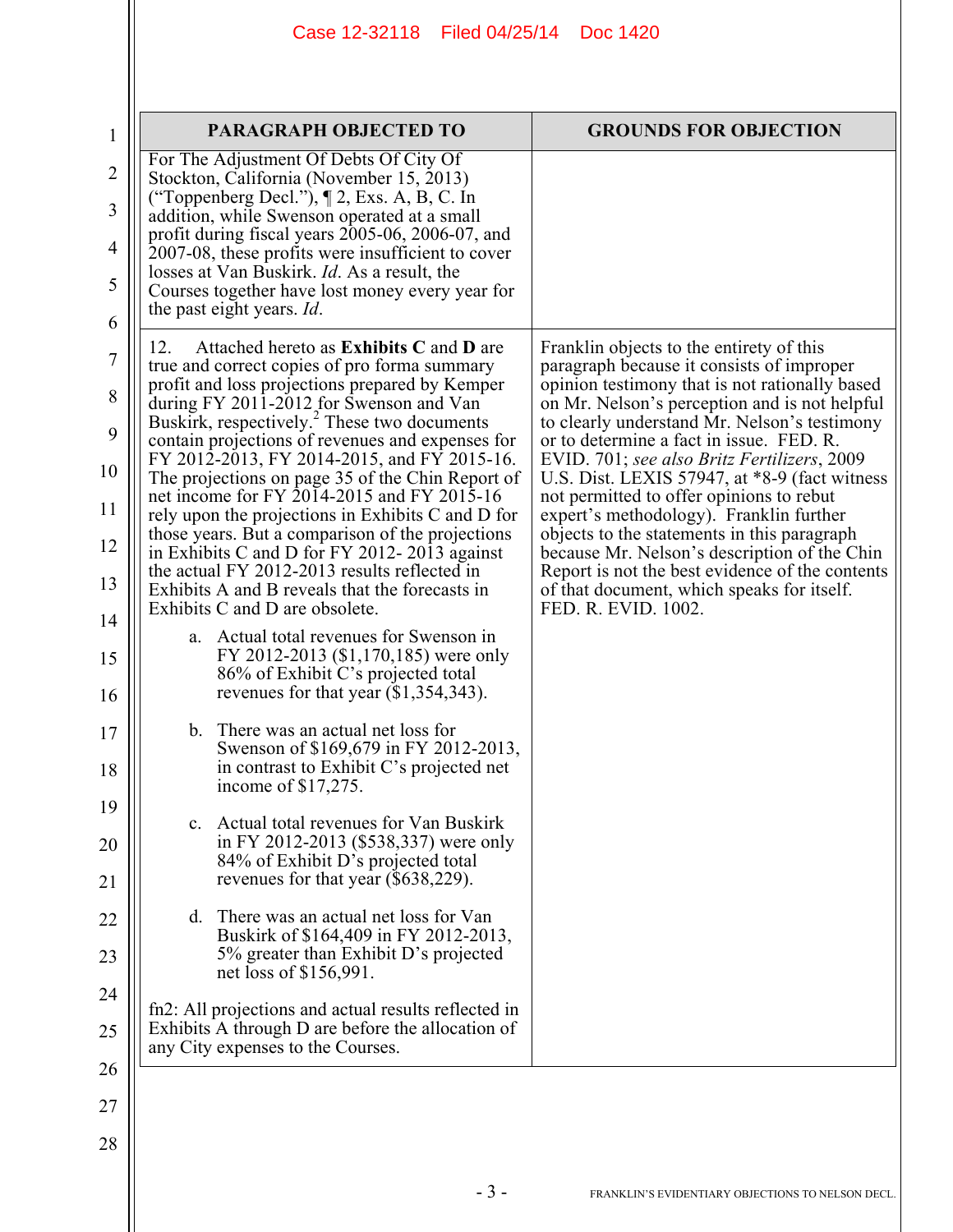| PARAGRAPH OBJECTED TO | GROUNDS FOR OBJECTION |
|---|---|
| For The Adjustment Of Debts Of City Of Stockton, California (November 15, 2013) ("Toppenberg Decl."), ¶ 2, Exs. A, B, C. In addition, while Swenson operated at a small profit during fiscal years 2005-06, 2006-07, and 2007-08, these profits were insufficient to cover losses at Van Buskirk. *Id*. As a result, the Courses together have lost money every year for the past eight years. *Id*. | |
| 12. Attached hereto as **Exhibits C** and **D** are true and correct copies of pro forma summary profit and loss projections prepared by Kemper during FY 2011-2012 for Swenson and Van Buskirk, respectively.[2] These two documents contain projections of revenues and expenses for FY 2012-2013, FY 2014-2015, and FY 2015-16. The projections on page 35 of the Chin Report of net income for FY 2014-2015 and FY 2015-16 rely upon the projections in Exhibits C and D for those years. But a comparison of the projections in Exhibits C and D for FY 2012- 2013 against the actual FY 2012-2013 results reflected in Exhibits A and B reveals that the forecasts in Exhibits C and D are obsolete.<br><br>a. Actual total revenues for Swenson in FY 2012-2013 ($1,170,185) were only 86% of Exhibit C's projected total revenues for that year ($1,354,343).<br><br>b. There was an actual net loss for Swenson of $169,679 in FY 2012-2013, in contrast to Exhibit C's projected net income of $17,275.<br><br>c. Actual total revenues for Van Buskirk in FY 2012-2013 ($538,337) were only 84% of Exhibit D's projected total revenues for that year ($638,229).<br><br>d. There was an actual net loss for Van Buskirk of $164,409 in FY 2012-2013, 5% greater than Exhibit D's projected net loss of $156,991.<br><br>fn2: All projections and actual results reflected in Exhibits A through D are before the allocation of any City expenses to the Courses. | Franklin objects to the entirety of this paragraph because it consists of improper opinion testimony that is not rationally based on Mr. Nelson's perception and is not helpful to clearly understand Mr. Nelson's testimony or to determine a fact in issue. FED. R. EVID. 701; *see also Britz Fertilizers*, 2009 U.S. Dist. LEXIS 57947, at *8-9 (fact witness not permitted to offer opinions to rebut expert's methodology). Franklin further objects to the statements in this paragraph because Mr. Nelson's description of the Chin Report is not the best evidence of the contents of that document, which speaks for itself. FED. R. EVID. 1002. |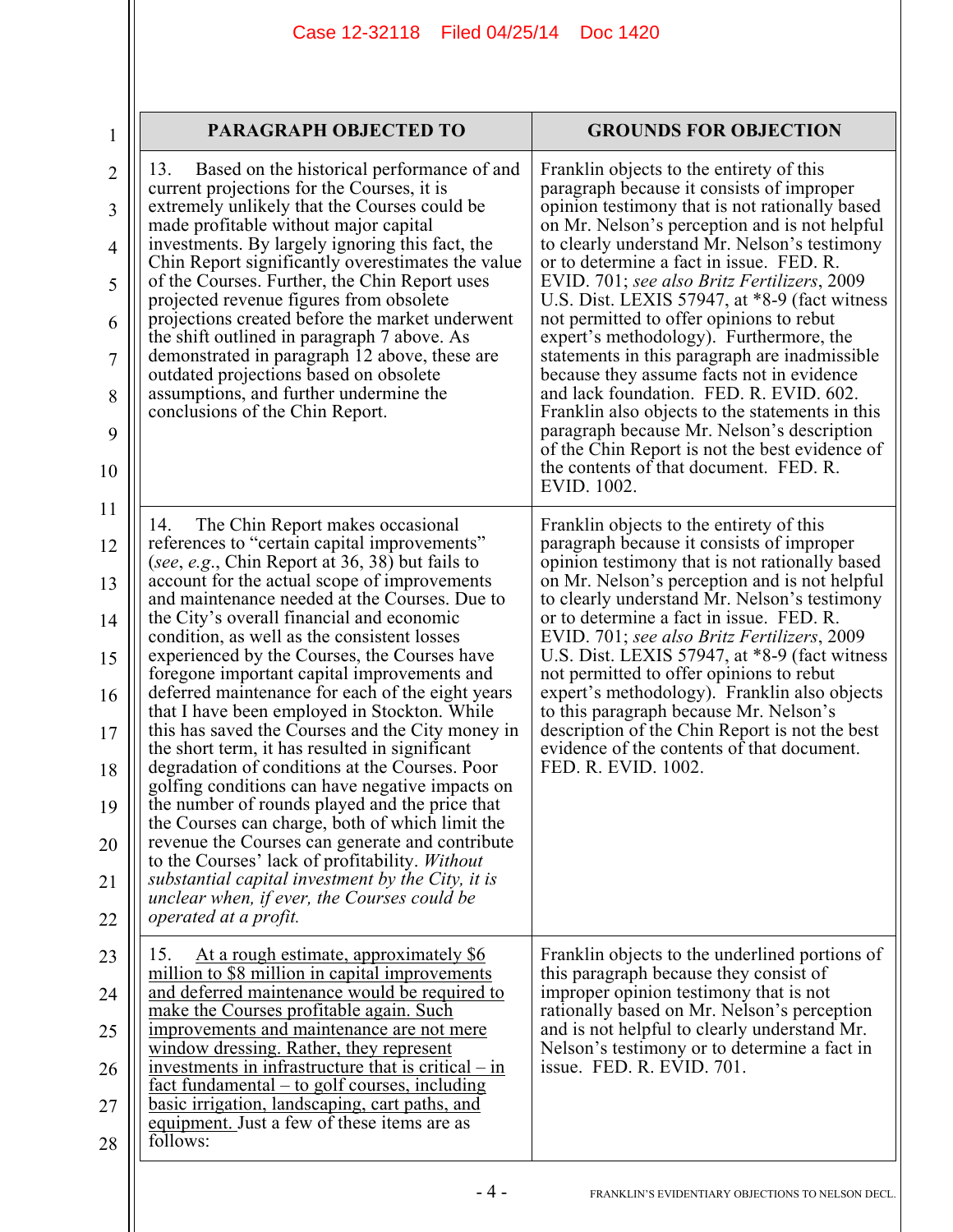| PARAGRAPH OBJECTED TO | GROUNDS FOR OBJECTION |
|---|---|
| 13. Based on the historical performance of and current projections for the Courses, it is extremely unlikely that the Courses could be made profitable without major capital investments. By largely ignoring this fact, the Chin Report significantly overestimates the value of the Courses. Further, the Chin Report uses projected revenue figures from obsolete projections created before the market underwent the shift outlined in paragraph 7 above. As demonstrated in paragraph 12 above, these are outdated projections based on obsolete assumptions, and further undermine the conclusions of the Chin Report. | Franklin objects to the entirety of this paragraph because it consists of improper opinion testimony that is not rationally based on Mr. Nelson's perception and is not helpful to clearly understand Mr. Nelson's testimony or to determine a fact in issue. FED. R. EVID. 701; *see also Britz Fertilizers*, 2009 U.S. Dist. LEXIS 57947, at *8-9 (fact witness not permitted to offer opinions to rebut expert's methodology). Furthermore, the statements in this paragraph are inadmissible because they assume facts not in evidence and lack foundation. FED. R. EVID. 602. Franklin also objects to the statements in this paragraph because Mr. Nelson's description of the Chin Report is not the best evidence of the contents of that document. FED. R. EVID. 1002. |
| 14. The Chin Report makes occasional references to "certain capital improvements" (*see*, *e.g.*, Chin Report at 36, 38) but fails to account for the actual scope of improvements and maintenance needed at the Courses. Due to the City's overall financial and economic condition, as well as the consistent losses experienced by the Courses, the Courses have foregone important capital improvements and deferred maintenance for each of the eight years that I have been employed in Stockton. While this has saved the Courses and the City money in the short term, it has resulted in significant degradation of conditions at the Courses. Poor golfing conditions can have negative impacts on the number of rounds played and the price that the Courses can charge, both of which limit the revenue the Courses can generate and contribute to the Courses' lack of profitability. *Without substantial capital investment by the City, it is unclear when, if ever, the Courses could be operated at a profit.* | Franklin objects to the entirety of this paragraph because it consists of improper opinion testimony that is not rationally based on Mr. Nelson's perception and is not helpful to clearly understand Mr. Nelson's testimony or to determine a fact in issue. FED. R. EVID. 701; *see also Britz Fertilizers*, 2009 U.S. Dist. LEXIS 57947, at *8-9 (fact witness not permitted to offer opinions to rebut expert's methodology). Franklin also objects to this paragraph because Mr. Nelson's description of the Chin Report is not the best evidence of the contents of that document. FED. R. EVID. 1002. |
| 15. <u>At a rough estimate, approximately $6 million to $8 million in capital improvements and deferred maintenance would be required to make the Courses profitable again. Such improvements and maintenance are not mere window dressing. Rather, they represent investments in infrastructure that is critical – in fact fundamental – to golf courses, including basic irrigation, landscaping, cart paths, and equipment.</u> Just a few of these items are as follows: | Franklin objects to the underlined portions of this paragraph because they consist of improper opinion testimony that is not rationally based on Mr. Nelson's perception and is not helpful to clearly understand Mr. Nelson's testimony or to determine a fact in issue. FED. R. EVID. 701. |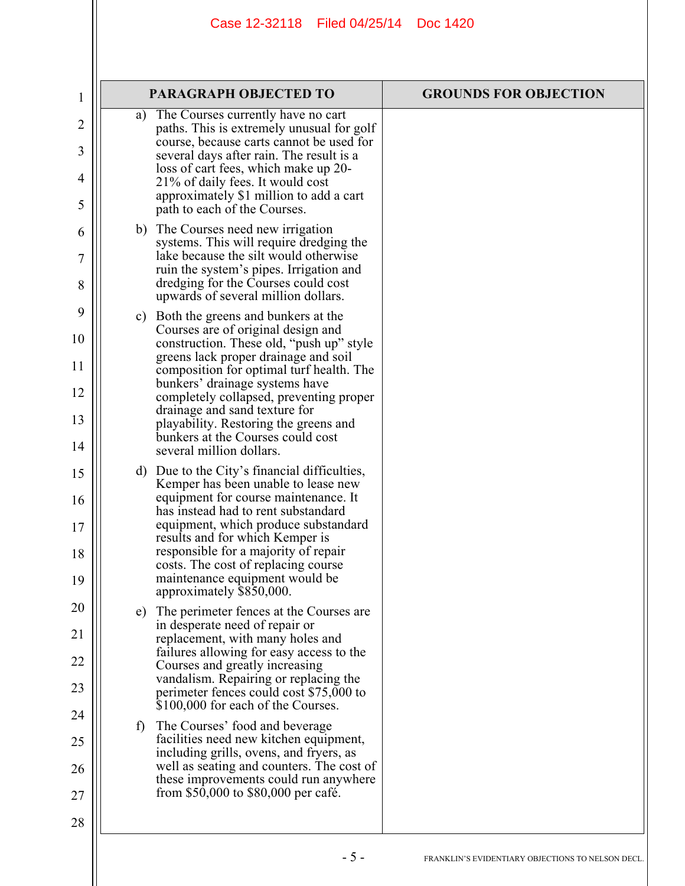| PARAGRAPH OBJECTED TO | GROUNDS FOR OBJECTION |
|---|---|
| a) The Courses currently have no cart paths. This is extremely unusual for golf course, because carts cannot be used for several days after rain. The result is a loss of cart fees, which make up 20-21% of daily fees. It would cost approximately $1 million to add a cart path to each of the Courses.<br><br>b) The Courses need new irrigation systems. This will require dredging the lake because the silt would otherwise ruin the system's pipes. Irrigation and dredging for the Courses could cost upwards of several million dollars.<br><br>c) Both the greens and bunkers at the Courses are of original design and construction. These old, "push up" style greens lack proper drainage and soil composition for optimal turf health. The bunkers' drainage systems have completely collapsed, preventing proper drainage and sand texture for playability. Restoring the greens and bunkers at the Courses could cost several million dollars.<br><br>d) Due to the City's financial difficulties, Kemper has been unable to lease new equipment for course maintenance. It has instead had to rent substandard equipment, which produce substandard results and for which Kemper is responsible for a majority of repair costs. The cost of replacing course maintenance equipment would be approximately $850,000.<br><br>e) The perimeter fences at the Courses are in desperate need of repair or replacement, with many holes and failures allowing for easy access to the Courses and greatly increasing vandalism. Repairing or replacing the perimeter fences could cost $75,000 to $100,000 for each of the Courses.<br><br>f) The Courses' food and beverage facilities need new kitchen equipment, including grills, ovens, and fryers, as well as seating and counters. The cost of these improvements could run anywhere from $50,000 to $80,000 per café. | |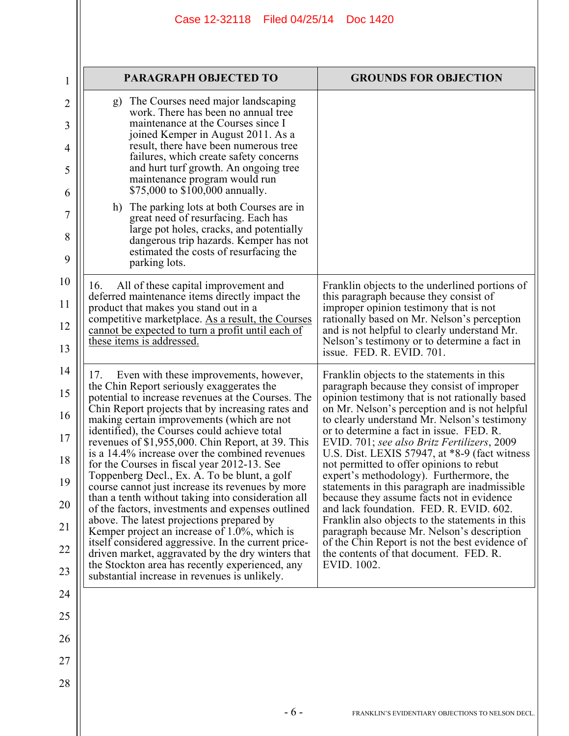| PARAGRAPH OBJECTED TO | GROUNDS FOR OBJECTION |
|---|---|
| g) The Courses need major landscaping work. There has been no annual tree maintenance at the Courses since I joined Kemper in August 2011. As a result, there have been numerous tree failures, which create safety concerns and hurt turf growth. An ongoing tree maintenance program would run $75,000 to $100,000 annually.<br><br>h) The parking lots at both Courses are in great need of resurfacing. Each has large pot holes, cracks, and potentially dangerous trip hazards. Kemper has not estimated the costs of resurfacing the parking lots. | |
| 16. All of these capital improvement and deferred maintenance items directly impact the product that makes you stand out in a competitive marketplace. <u>As a result, the Courses cannot be expected to turn a profit until each of these items is addressed.</u> | Franklin objects to the underlined portions of this paragraph because they consist of improper opinion testimony that is not rationally based on Mr. Nelson's perception and is not helpful to clearly understand Mr. Nelson's testimony or to determine a fact in issue. FED. R. EVID. 701. |
| 17. Even with these improvements, however, the Chin Report seriously exaggerates the potential to increase revenues at the Courses. The Chin Report projects that by increasing rates and making certain improvements (which are not identified), the Courses could achieve total revenues of $1,955,000. Chin Report, at 39. This is a 14.4% increase over the combined revenues for the Courses in fiscal year 2012-13. See Toppenberg Decl., Ex. A. To be blunt, a golf course cannot just increase its revenues by more than a tenth without taking into consideration all of the factors, investments and expenses outlined above. The latest projections prepared by Kemper project an increase of 1.0%, which is itself considered aggressive. In the current price-driven market, aggravated by the dry winters that the Stockton area has recently experienced, any substantial increase in revenues is unlikely. | Franklin objects to the statements in this paragraph because they consist of improper opinion testimony that is not rationally based on Mr. Nelson's perception and is not helpful to clearly understand Mr. Nelson's testimony or to determine a fact in issue. FED. R. EVID. 701; *see also Britz Fertilizers*, 2009 U.S. Dist. LEXIS 57947, at *8-9 (fact witness not permitted to offer opinions to rebut expert's methodology). Furthermore, the statements in this paragraph are inadmissible because they assume facts not in evidence and lack foundation. FED. R. EVID. 602. Franklin also objects to the statements in this paragraph because Mr. Nelson's description of the Chin Report is not the best evidence of the contents of that document. FED. R. EVID. 1002. |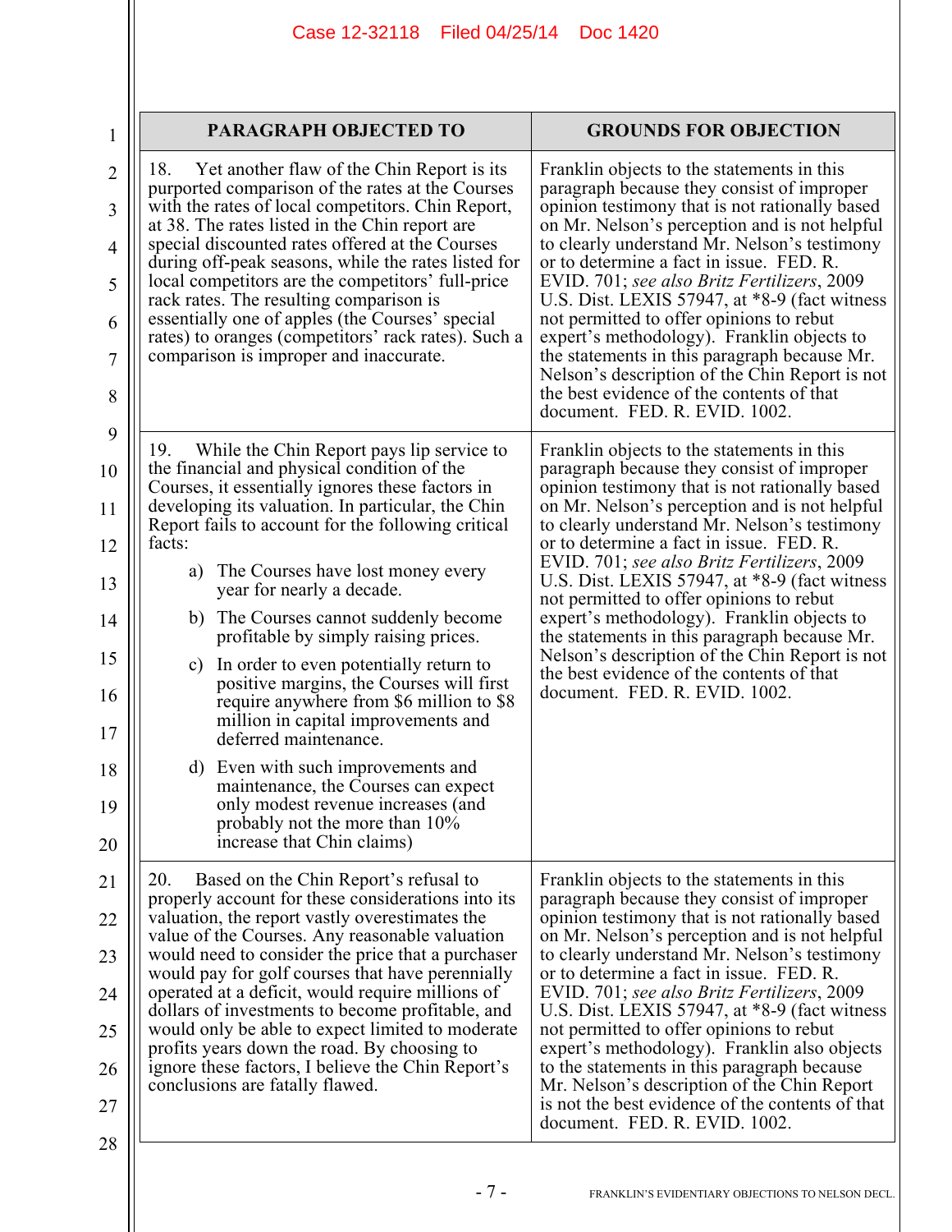| PARAGRAPH OBJECTED TO | GROUNDS FOR OBJECTION |
|---|---|
| 18. Yet another flaw of the Chin Report is its purported comparison of the rates at the Courses with the rates of local competitors. Chin Report, at 38. The rates listed in the Chin report are special discounted rates offered at the Courses during off-peak seasons, while the rates listed for local competitors are the competitors' full-price rack rates. The resulting comparison is essentially one of apples (the Courses' special rates) to oranges (competitors' rack rates). Such a comparison is improper and inaccurate. | Franklin objects to the statements in this paragraph because they consist of improper opinion testimony that is not rationally based on Mr. Nelson's perception and is not helpful to clearly understand Mr. Nelson's testimony or to determine a fact in issue. FED. R. EVID. 701; *see also Britz Fertilizers*, 2009 U.S. Dist. LEXIS 57947, at *8-9 (fact witness not permitted to offer opinions to rebut expert's methodology). Franklin objects to the statements in this paragraph because Mr. Nelson's description of the Chin Report is not the best evidence of the contents of that document. FED. R. EVID. 1002. |
| 19. While the Chin Report pays lip service to the financial and physical condition of the Courses, it essentially ignores these factors in developing its valuation. In particular, the Chin Report fails to account for the following critical facts:<br>a) The Courses have lost money every year for nearly a decade.<br>b) The Courses cannot suddenly become profitable by simply raising prices.<br>c) In order to even potentially return to positive margins, the Courses will first require anywhere from $6 million to $8 million in capital improvements and deferred maintenance.<br>d) Even with such improvements and maintenance, the Courses can expect only modest revenue increases (and probably not the more than 10% increase that Chin claims) | Franklin objects to the statements in this paragraph because they consist of improper opinion testimony that is not rationally based on Mr. Nelson's perception and is not helpful to clearly understand Mr. Nelson's testimony or to determine a fact in issue. FED. R. EVID. 701; *see also Britz Fertilizers*, 2009 U.S. Dist. LEXIS 57947, at *8-9 (fact witness not permitted to offer opinions to rebut expert's methodology). Franklin objects to the statements in this paragraph because Mr. Nelson's description of the Chin Report is not the best evidence of the contents of that document. FED. R. EVID. 1002. |
| 20. Based on the Chin Report's refusal to properly account for these considerations into its valuation, the report vastly overestimates the value of the Courses. Any reasonable valuation would need to consider the price that a purchaser would pay for golf courses that have perennially operated at a deficit, would require millions of dollars of investments to become profitable, and would only be able to expect limited to moderate profits years down the road. By choosing to ignore these factors, I believe the Chin Report's conclusions are fatally flawed. | Franklin objects to the statements in this paragraph because they consist of improper opinion testimony that is not rationally based on Mr. Nelson's perception and is not helpful to clearly understand Mr. Nelson's testimony or to determine a fact in issue. FED. R. EVID. 701; *see also Britz Fertilizers*, 2009 U.S. Dist. LEXIS 57947, at *8-9 (fact witness not permitted to offer opinions to rebut expert's methodology). Franklin also objects to the statements in this paragraph because Mr. Nelson's description of the Chin Report is not the best evidence of the contents of that document. FED. R. EVID. 1002. |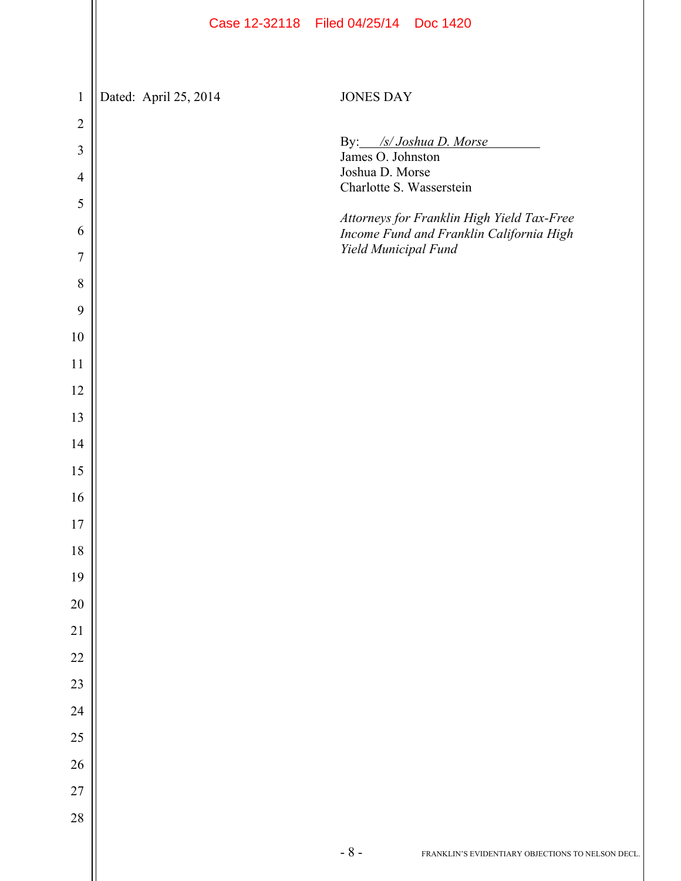Dated: April 25, 2014

JONES DAY

By: */s/ Joshua D. Morse*
James O. Johnston
Joshua D. Morse
Charlotte S. Wasserstein

*Attorneys for Franklin High Yield Tax-Free Income Fund and Franklin California High Yield Municipal Fund*